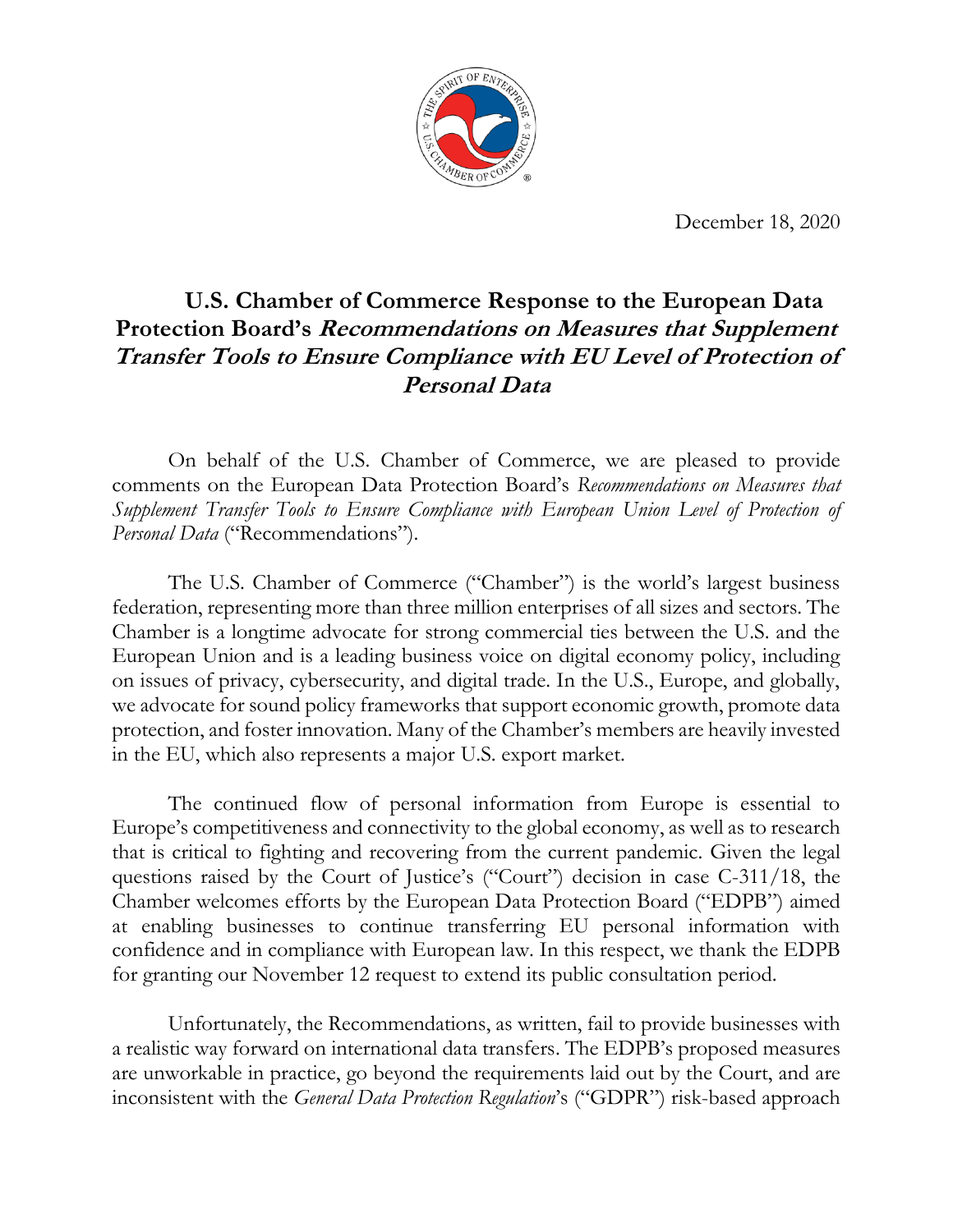December 18, 2020

# U.S. Chamber of Commerce Response to the European Data Protection Board's *Recommendations on Measures that Supplement Transfer Tools to Ensure Compliance with EU Level of Protection of Personal Data*

On behalf of the U.S. Chamber of Commerce, we are pleased to provide comments on the European Data Protection Board's *Recommendations on Measures that Supplement Transfer Tools to Ensure Compliance with European Union Level of Protection of Personal Data* ("Recommendations").

The U.S. Chamber of Commerce ("Chamber") is the world's largest business federation, representing more than three million enterprises of all sizes and sectors. The Chamber is a longtime advocate for strong commercial ties between the U.S. and the European Union and is a leading business voice on digital economy policy, including on issues of privacy, cybersecurity, and digital trade. In the U.S., Europe, and globally, we advocate for sound policy frameworks that support economic growth, promote data protection, and foster innovation. Many of the Chamber's members are heavily invested in the EU, which also represents a major U.S. export market.

The continued flow of personal information from Europe is essential to Europe's competitiveness and connectivity to the global economy, as well as to research that is critical to fighting and recovering from the current pandemic. Given the legal questions raised by the Court of Justice's ("Court") decision in case C-311/18, the Chamber welcomes efforts by the European Data Protection Board ("EDPB") aimed at enabling businesses to continue transferring EU personal information with confidence and in compliance with European law. In this respect, we thank the EDPB for granting our November 12 request to extend its public consultation period.

Unfortunately, the Recommendations, as written, fail to provide businesses with a realistic way forward on international data transfers. The EDPB's proposed measures are unworkable in practice, go beyond the requirements laid out by the Court, and are inconsistent with the *General Data Protection Regulation*'s ("GDPR") risk-based approach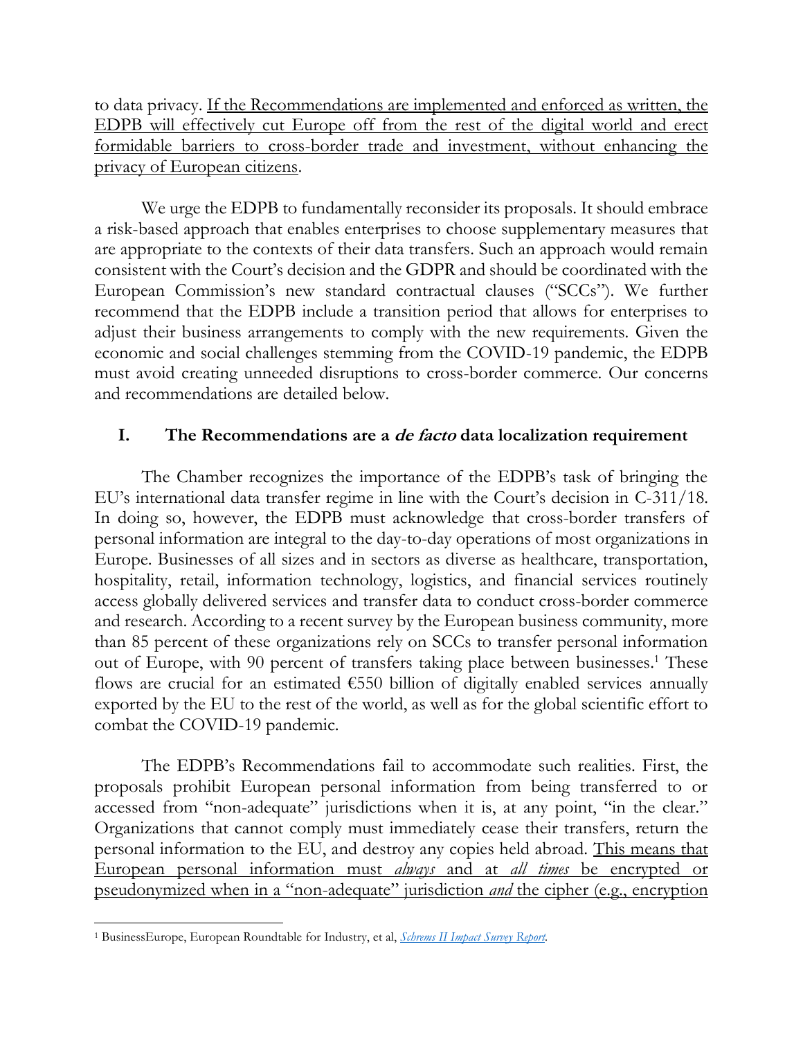to data privacy. <u>If the Recommendations are implemented and enforced as written, the EDPB will effectively cut Europe off from the rest of the digital world and erect formidable barriers to cross-border trade and investment, without enhancing the privacy of European citizens</u>.

We urge the EDPB to fundamentally reconsider its proposals. It should embrace a risk-based approach that enables enterprises to choose supplementary measures that are appropriate to the contexts of their data transfers. Such an approach would remain consistent with the Court's decision and the GDPR and should be coordinated with the European Commission's new standard contractual clauses ("SCCs"). We further recommend that the EDPB include a transition period that allows for enterprises to adjust their business arrangements to comply with the new requirements. Given the economic and social challenges stemming from the COVID-19 pandemic, the EDPB must avoid creating unneeded disruptions to cross-border commerce. Our concerns and recommendations are detailed below.

## I. The Recommendations are a *de facto* data localization requirement

The Chamber recognizes the importance of the EDPB's task of bringing the EU's international data transfer regime in line with the Court's decision in C-311/18. In doing so, however, the EDPB must acknowledge that cross-border transfers of personal information are integral to the day-to-day operations of most organizations in Europe. Businesses of all sizes and in sectors as diverse as healthcare, transportation, hospitality, retail, information technology, logistics, and financial services routinely access globally delivered services and transfer data to conduct cross-border commerce and research. According to a recent survey by the European business community, more than 85 percent of these organizations rely on SCCs to transfer personal information out of Europe, with 90 percent of transfers taking place between businesses.[1] These flows are crucial for an estimated €550 billion of digitally enabled services annually exported by the EU to the rest of the world, as well as for the global scientific effort to combat the COVID-19 pandemic.

The EDPB's Recommendations fail to accommodate such realities. First, the proposals prohibit European personal information from being transferred to or accessed from "non-adequate" jurisdictions when it is, at any point, "in the clear." Organizations that cannot comply must immediately cease their transfers, return the personal information to the EU, and destroy any copies held abroad. <u>This means that European personal information must *always* and at *all times* be encrypted or pseudonymized when in a "non-adequate" jurisdiction *and* the cipher (e.g., encryption</u>

---

[1] BusinessEurope, European Roundtable for Industry, et al, *Schrems II Impact Survey Report*.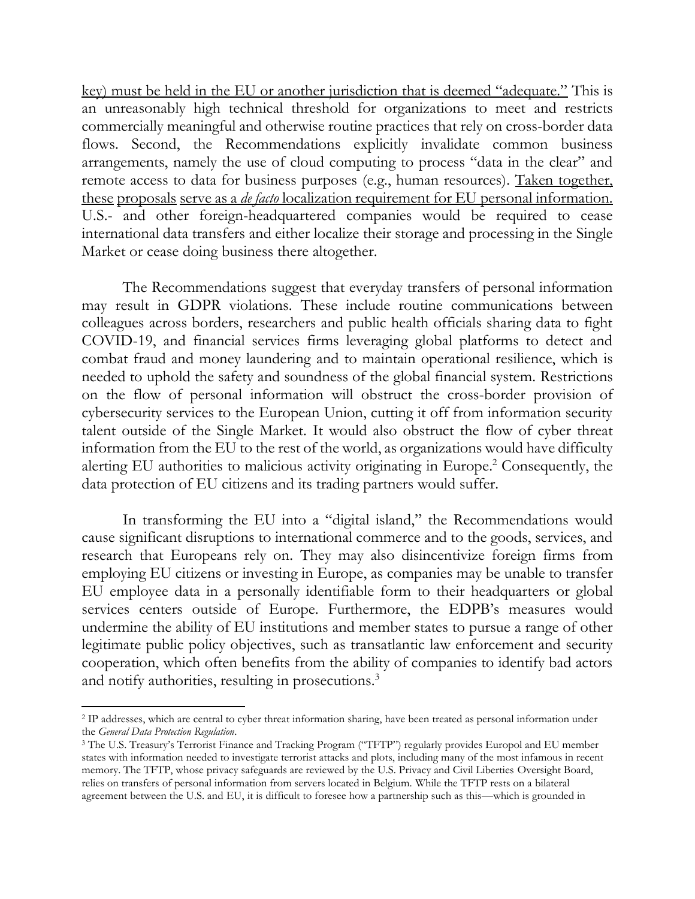key) must be held in the EU or another jurisdiction that is deemed "adequate." This is an unreasonably high technical threshold for organizations to meet and restricts commercially meaningful and otherwise routine practices that rely on cross-border data flows. Second, the Recommendations explicitly invalidate common business arrangements, namely the use of cloud computing to process "data in the clear" and remote access to data for business purposes (e.g., human resources). Taken together, these proposals serve as a *de facto* localization requirement for EU personal information. U.S.- and other foreign-headquartered companies would be required to cease international data transfers and either localize their storage and processing in the Single Market or cease doing business there altogether.

The Recommendations suggest that everyday transfers of personal information may result in GDPR violations. These include routine communications between colleagues across borders, researchers and public health officials sharing data to fight COVID-19, and financial services firms leveraging global platforms to detect and combat fraud and money laundering and to maintain operational resilience, which is needed to uphold the safety and soundness of the global financial system. Restrictions on the flow of personal information will obstruct the cross-border provision of cybersecurity services to the European Union, cutting it off from information security talent outside of the Single Market. It would also obstruct the flow of cyber threat information from the EU to the rest of the world, as organizations would have difficulty alerting EU authorities to malicious activity originating in Europe.[2] Consequently, the data protection of EU citizens and its trading partners would suffer.

In transforming the EU into a "digital island," the Recommendations would cause significant disruptions to international commerce and to the goods, services, and research that Europeans rely on. They may also disincentivize foreign firms from employing EU citizens or investing in Europe, as companies may be unable to transfer EU employee data in a personally identifiable form to their headquarters or global services centers outside of Europe. Furthermore, the EDPB's measures would undermine the ability of EU institutions and member states to pursue a range of other legitimate public policy objectives, such as transatlantic law enforcement and security cooperation, which often benefits from the ability of companies to identify bad actors and notify authorities, resulting in prosecutions.[3]

---

[2] IP addresses, which are central to cyber threat information sharing, have been treated as personal information under the *General Data Protection Regulation*.

[3] The U.S. Treasury's Terrorist Finance and Tracking Program ("TFTP") regularly provides Europol and EU member states with information needed to investigate terrorist attacks and plots, including many of the most infamous in recent memory. The TFTP, whose privacy safeguards are reviewed by the U.S. Privacy and Civil Liberties Oversight Board, relies on transfers of personal information from servers located in Belgium. While the TFTP rests on a bilateral agreement between the U.S. and EU, it is difficult to foresee how a partnership such as this—which is grounded in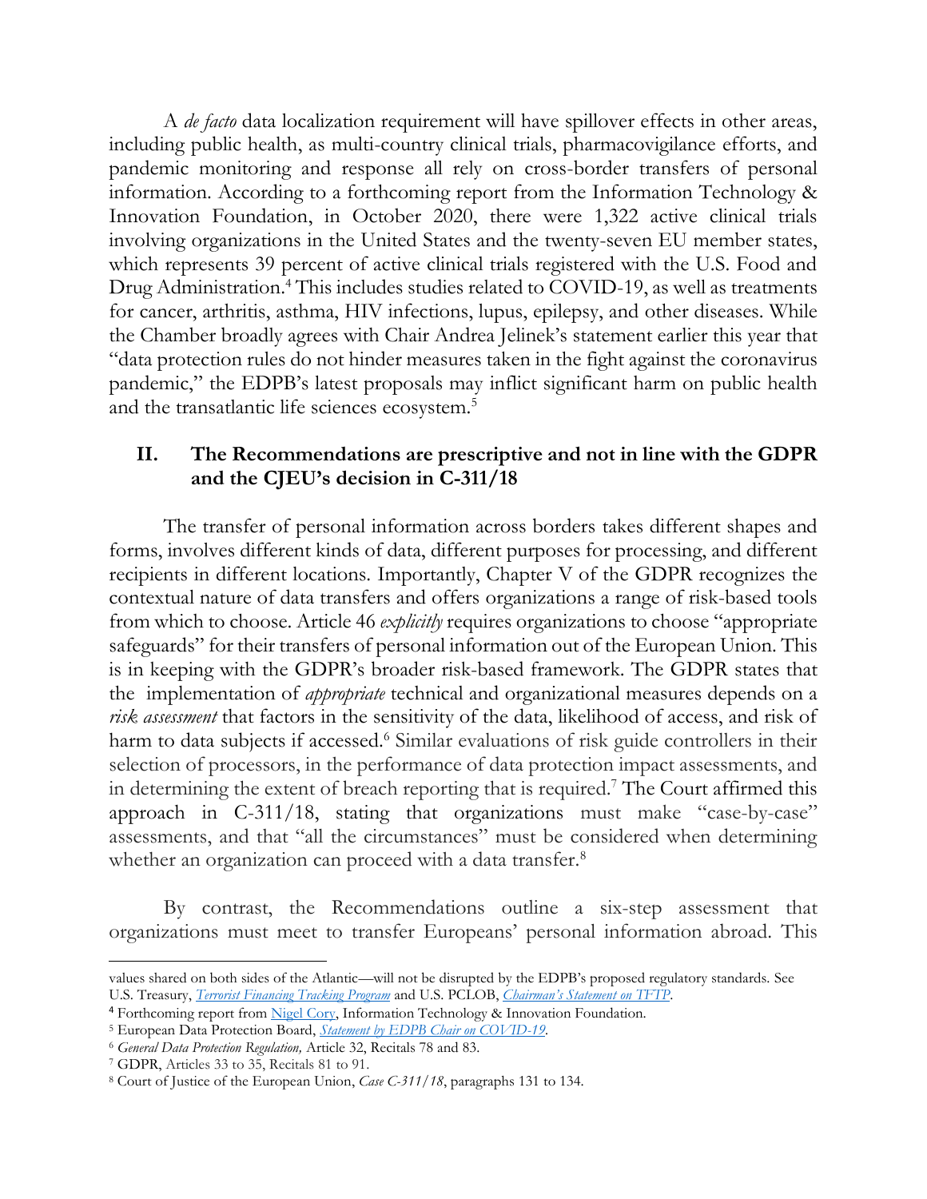A *de facto* data localization requirement will have spillover effects in other areas, including public health, as multi-country clinical trials, pharmacovigilance efforts, and pandemic monitoring and response all rely on cross-border transfers of personal information. According to a forthcoming report from the Information Technology & Innovation Foundation, in October 2020, there were 1,322 active clinical trials involving organizations in the United States and the twenty-seven EU member states, which represents 39 percent of active clinical trials registered with the U.S. Food and Drug Administration.[4] This includes studies related to COVID-19, as well as treatments for cancer, arthritis, asthma, HIV infections, lupus, epilepsy, and other diseases. While the Chamber broadly agrees with Chair Andrea Jelinek's statement earlier this year that "data protection rules do not hinder measures taken in the fight against the coronavirus pandemic," the EDPB's latest proposals may inflict significant harm on public health and the transatlantic life sciences ecosystem.[5]

## II. The Recommendations are prescriptive and not in line with the GDPR and the CJEU's decision in C-311/18

The transfer of personal information across borders takes different shapes and forms, involves different kinds of data, different purposes for processing, and different recipients in different locations. Importantly, Chapter V of the GDPR recognizes the contextual nature of data transfers and offers organizations a range of risk-based tools from which to choose. Article 46 *explicitly* requires organizations to choose "appropriate safeguards" for their transfers of personal information out of the European Union. This is in keeping with the GDPR's broader risk-based framework. The GDPR states that the implementation of *appropriate* technical and organizational measures depends on a *risk assessment* that factors in the sensitivity of the data, likelihood of access, and risk of harm to data subjects if accessed.[6] Similar evaluations of risk guide controllers in their selection of processors, in the performance of data protection impact assessments, and in determining the extent of breach reporting that is required.[7] The Court affirmed this approach in C-311/18, stating that organizations must make "case-by-case" assessments, and that "all the circumstances" must be considered when determining whether an organization can proceed with a data transfer.[8]

By contrast, the Recommendations outline a six-step assessment that organizations must meet to transfer Europeans' personal information abroad. This

---

values shared on both sides of the Atlantic—will not be disrupted by the EDPB's proposed regulatory standards. See U.S. Treasury, *Terrorist Financing Tracking Program* and U.S. PCLOB, *Chairman's Statement on TFTP*.

[4] Forthcoming report from Nigel Cory, Information Technology & Innovation Foundation.

[5] European Data Protection Board, *Statement by EDPB Chair on COVID-19*.

[6] *General Data Protection Regulation,* Article 32, Recitals 78 and 83.

[7] GDPR, Articles 33 to 35, Recitals 81 to 91.

[8] Court of Justice of the European Union, *Case C-311/18*, paragraphs 131 to 134.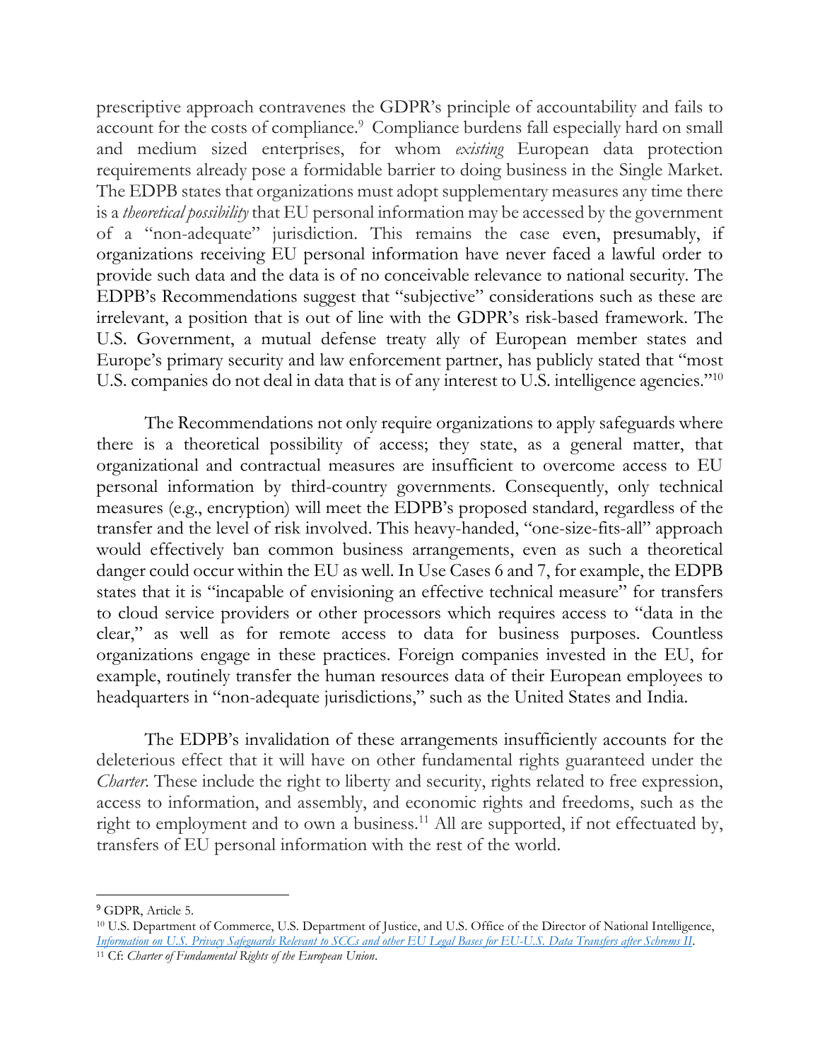prescriptive approach contravenes the GDPR's principle of accountability and fails to account for the costs of compliance.[9] Compliance burdens fall especially hard on small and medium sized enterprises, for whom *existing* European data protection requirements already pose a formidable barrier to doing business in the Single Market. The EDPB states that organizations must adopt supplementary measures any time there is a *theoretical possibility* that EU personal information may be accessed by the government of a "non-adequate" jurisdiction. This remains the case even, presumably, if organizations receiving EU personal information have never faced a lawful order to provide such data and the data is of no conceivable relevance to national security. The EDPB's Recommendations suggest that "subjective" considerations such as these are irrelevant, a position that is out of line with the GDPR's risk-based framework. The U.S. Government, a mutual defense treaty ally of European member states and Europe's primary security and law enforcement partner, has publicly stated that "most U.S. companies do not deal in data that is of any interest to U.S. intelligence agencies."[10]

The Recommendations not only require organizations to apply safeguards where there is a theoretical possibility of access; they state, as a general matter, that organizational and contractual measures are insufficient to overcome access to EU personal information by third-country governments. Consequently, only technical measures (e.g., encryption) will meet the EDPB's proposed standard, regardless of the transfer and the level of risk involved. This heavy-handed, "one-size-fits-all" approach would effectively ban common business arrangements, even as such a theoretical danger could occur within the EU as well. In Use Cases 6 and 7, for example, the EDPB states that it is "incapable of envisioning an effective technical measure" for transfers to cloud service providers or other processors which requires access to "data in the clear," as well as for remote access to data for business purposes. Countless organizations engage in these practices. Foreign companies invested in the EU, for example, routinely transfer the human resources data of their European employees to headquarters in "non-adequate jurisdictions," such as the United States and India.

The EDPB's invalidation of these arrangements insufficiently accounts for the deleterious effect that it will have on other fundamental rights guaranteed under the *Charter*. These include the right to liberty and security, rights related to free expression, access to information, and assembly, and economic rights and freedoms, such as the right to employment and to own a business.[11] All are supported, if not effectuated by, transfers of EU personal information with the rest of the world.

---

[9] GDPR, Article 5.

[10] U.S. Department of Commerce, U.S. Department of Justice, and U.S. Office of the Director of National Intelligence, *Information on U.S. Privacy Safeguards Relevant to SCCs and other EU Legal Bases for EU-U.S. Data Transfers after Schrems II*.

[11] Cf: *Charter of Fundamental Rights of the European Union*.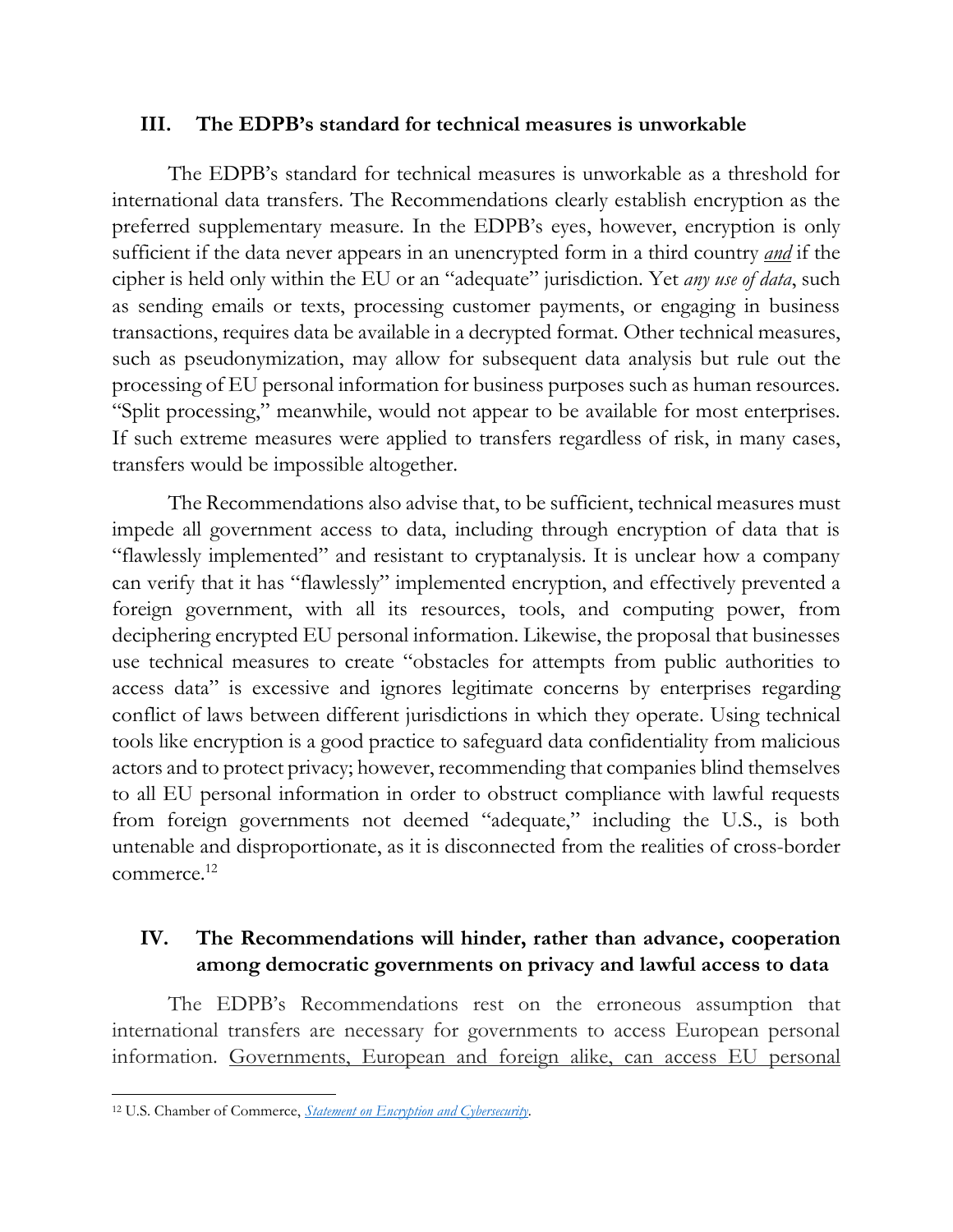## III. The EDPB's standard for technical measures is unworkable

The EDPB's standard for technical measures is unworkable as a threshold for international data transfers. The Recommendations clearly establish encryption as the preferred supplementary measure. In the EDPB's eyes, however, encryption is only sufficient if the data never appears in an unencrypted form in a third country ***and*** if the cipher is held only within the EU or an "adequate" jurisdiction. Yet *any use of data*, such as sending emails or texts, processing customer payments, or engaging in business transactions, requires data be available in a decrypted format. Other technical measures, such as pseudonymization, may allow for subsequent data analysis but rule out the processing of EU personal information for business purposes such as human resources. "Split processing," meanwhile, would not appear to be available for most enterprises. If such extreme measures were applied to transfers regardless of risk, in many cases, transfers would be impossible altogether.

The Recommendations also advise that, to be sufficient, technical measures must impede all government access to data, including through encryption of data that is "flawlessly implemented" and resistant to cryptanalysis. It is unclear how a company can verify that it has "flawlessly" implemented encryption, and effectively prevented a foreign government, with all its resources, tools, and computing power, from deciphering encrypted EU personal information. Likewise, the proposal that businesses use technical measures to create "obstacles for attempts from public authorities to access data" is excessive and ignores legitimate concerns by enterprises regarding conflict of laws between different jurisdictions in which they operate. Using technical tools like encryption is a good practice to safeguard data confidentiality from malicious actors and to protect privacy; however, recommending that companies blind themselves to all EU personal information in order to obstruct compliance with lawful requests from foreign governments not deemed "adequate," including the U.S., is both untenable and disproportionate, as it is disconnected from the realities of cross-border commerce.[12]

## IV. The Recommendations will hinder, rather than advance, cooperation among democratic governments on privacy and lawful access to data

The EDPB's Recommendations rest on the erroneous assumption that international transfers are necessary for governments to access European personal information. Governments, European and foreign alike, can access EU personal

---

[12] U.S. Chamber of Commerce, *Statement on Encryption and Cybersecurity*.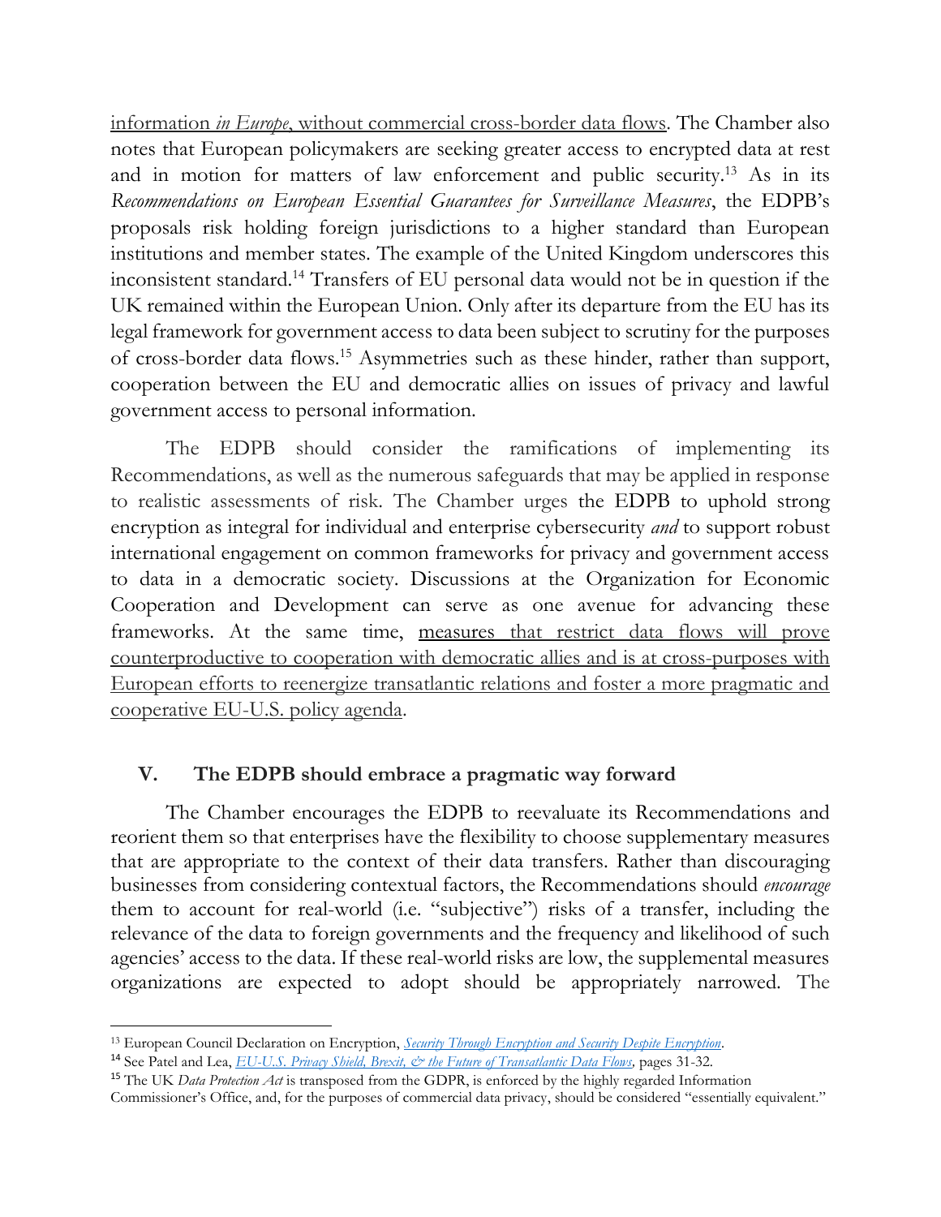information *in Europe*, without commercial cross-border data flows. The Chamber also notes that European policymakers are seeking greater access to encrypted data at rest and in motion for matters of law enforcement and public security.[13] As in its *Recommendations on European Essential Guarantees for Surveillance Measures*, the EDPB's proposals risk holding foreign jurisdictions to a higher standard than European institutions and member states. The example of the United Kingdom underscores this inconsistent standard.[14] Transfers of EU personal data would not be in question if the UK remained within the European Union. Only after its departure from the EU has its legal framework for government access to data been subject to scrutiny for the purposes of cross-border data flows.[15] Asymmetries such as these hinder, rather than support, cooperation between the EU and democratic allies on issues of privacy and lawful government access to personal information.

The EDPB should consider the ramifications of implementing its Recommendations, as well as the numerous safeguards that may be applied in response to realistic assessments of risk. The Chamber urges the EDPB to uphold strong encryption as integral for individual and enterprise cybersecurity *and* to support robust international engagement on common frameworks for privacy and government access to data in a democratic society. Discussions at the Organization for Economic Cooperation and Development can serve as one avenue for advancing these frameworks. At the same time, measures that restrict data flows will prove counterproductive to cooperation with democratic allies and is at cross-purposes with European efforts to reenergize transatlantic relations and foster a more pragmatic and cooperative EU-U.S. policy agenda.

## V. The EDPB should embrace a pragmatic way forward

The Chamber encourages the EDPB to reevaluate its Recommendations and reorient them so that enterprises have the flexibility to choose supplementary measures that are appropriate to the context of their data transfers. Rather than discouraging businesses from considering contextual factors, the Recommendations should *encourage* them to account for real-world (i.e. "subjective") risks of a transfer, including the relevance of the data to foreign governments and the frequency and likelihood of such agencies' access to the data. If these real-world risks are low, the supplemental measures organizations are expected to adopt should be appropriately narrowed. The

---

[13] European Council Declaration on Encryption, *Security Through Encryption and Security Despite Encryption*.

[14] See Patel and Lea, *EU-U.S. Privacy Shield, Brexit, & the Future of Transatlantic Data Flows*, pages 31-32.

[15] The UK *Data Protection Act* is transposed from the GDPR, is enforced by the highly regarded Information Commissioner's Office, and, for the purposes of commercial data privacy, should be considered "essentially equivalent."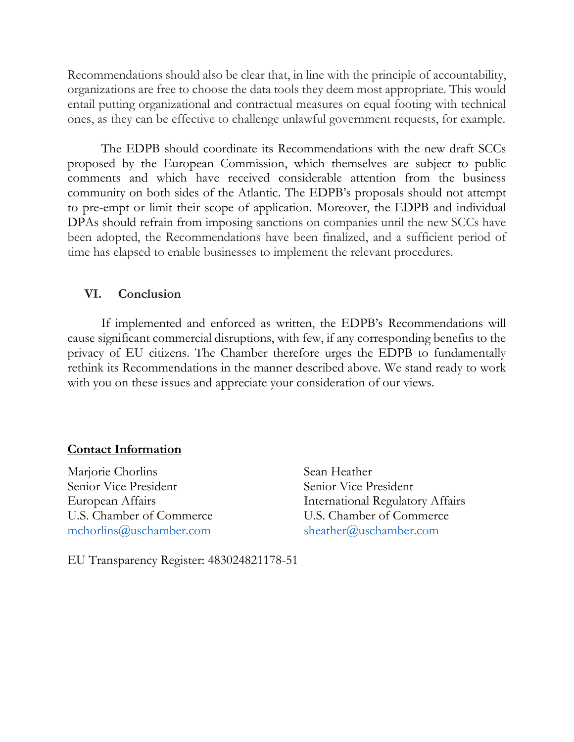Recommendations should also be clear that, in line with the principle of accountability, organizations are free to choose the data tools they deem most appropriate. This would entail putting organizational and contractual measures on equal footing with technical ones, as they can be effective to challenge unlawful government requests, for example.

The EDPB should coordinate its Recommendations with the new draft SCCs proposed by the European Commission, which themselves are subject to public comments and which have received considerable attention from the business community on both sides of the Atlantic. The EDPB's proposals should not attempt to pre-empt or limit their scope of application. Moreover, the EDPB and individual DPAs should refrain from imposing sanctions on companies until the new SCCs have been adopted, the Recommendations have been finalized, and a sufficient period of time has elapsed to enable businesses to implement the relevant procedures.

## VI. Conclusion

If implemented and enforced as written, the EDPB's Recommendations will cause significant commercial disruptions, with few, if any corresponding benefits to the privacy of EU citizens. The Chamber therefore urges the EDPB to fundamentally rethink its Recommendations in the manner described above. We stand ready to work with you on these issues and appreciate your consideration of our views.

**Contact Information**

Marjorie Chorlins
Senior Vice President
European Affairs
U.S. Chamber of Commerce
mchorlins@uschamber.com

Sean Heather
Senior Vice President
International Regulatory Affairs
U.S. Chamber of Commerce
sheather@uschamber.com

EU Transparency Register: 483024821178-51